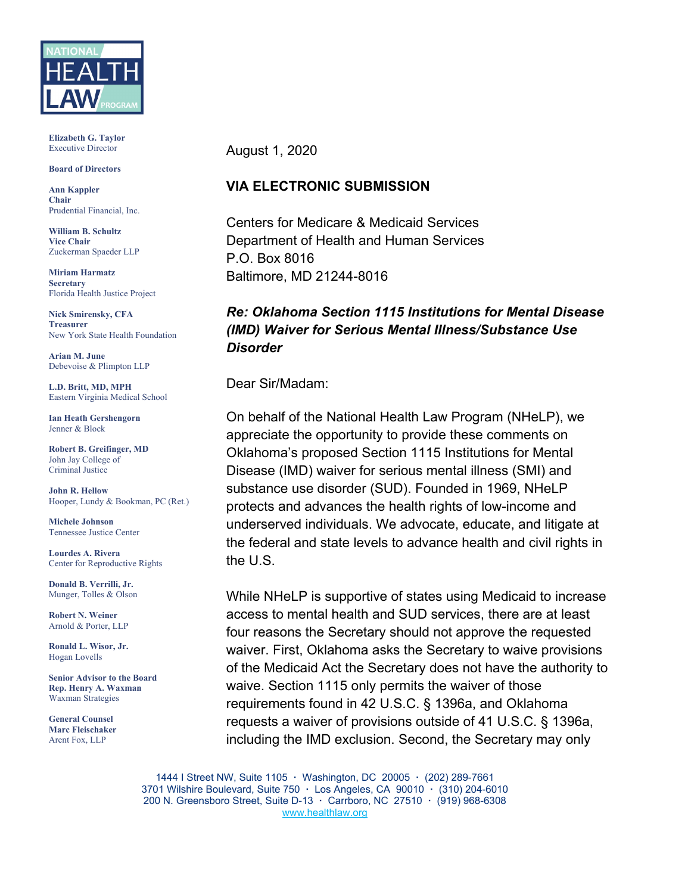NATIONAL HEALTH LAW PROGRAM

**Elizabeth G. Taylor**
Executive Director

**Board of Directors**

**Ann Kappler**
**Chair**
Prudential Financial, Inc.

**William B. Schultz**
**Vice Chair**
Zuckerman Spaeder LLP

**Miriam Harmatz**
**Secretary**
Florida Health Justice Project

**Nick Smirensky, CFA**
**Treasurer**
New York State Health Foundation

**Arian M. June**
Debevoise & Plimpton LLP

**L.D. Britt, MD, MPH**
Eastern Virginia Medical School

**Ian Heath Gershengorn**
Jenner & Block

**Robert B. Greifinger, MD**
John Jay College of Criminal Justice

**John R. Hellow**
Hooper, Lundy & Bookman, PC (Ret.)

**Michele Johnson**
Tennessee Justice Center

**Lourdes A. Rivera**
Center for Reproductive Rights

**Donald B. Verrilli, Jr.**
Munger, Tolles & Olson

**Robert N. Weiner**
Arnold & Porter, LLP

**Ronald L. Wisor, Jr.**
Hogan Lovells

**Senior Advisor to the Board**
**Rep. Henry A. Waxman**
Waxman Strategies

**General Counsel**
**Marc Fleischaker**
Arent Fox, LLP

August 1, 2020

**VIA ELECTRONIC SUBMISSION**

Centers for Medicare & Medicaid Services
Department of Health and Human Services
P.O. Box 8016
Baltimore, MD 21244-8016

***Re: Oklahoma Section 1115 Institutions for Mental Disease (IMD) Waiver for Serious Mental Illness/Substance Use Disorder***

Dear Sir/Madam:

On behalf of the National Health Law Program (NHeLP), we appreciate the opportunity to provide these comments on Oklahoma's proposed Section 1115 Institutions for Mental Disease (IMD) waiver for serious mental illness (SMI) and substance use disorder (SUD). Founded in 1969, NHeLP protects and advances the health rights of low-income and underserved individuals. We advocate, educate, and litigate at the federal and state levels to advance health and civil rights in the U.S.

While NHeLP is supportive of states using Medicaid to increase access to mental health and SUD services, there are at least four reasons the Secretary should not approve the requested waiver. First, Oklahoma asks the Secretary to waive provisions of the Medicaid Act the Secretary does not have the authority to waive. Section 1115 only permits the waiver of those requirements found in 42 U.S.C. § 1396a, and Oklahoma requests a waiver of provisions outside of 41 U.S.C. § 1396a, including the IMD exclusion. Second, the Secretary may only

1444 I Street NW, Suite 1105 · Washington, DC 20005 · (202) 289-7661
3701 Wilshire Boulevard, Suite 750 · Los Angeles, CA 90010 · (310) 204-6010
200 N. Greensboro Street, Suite D-13 · Carrboro, NC 27510 · (919) 968-6308
www.healthlaw.org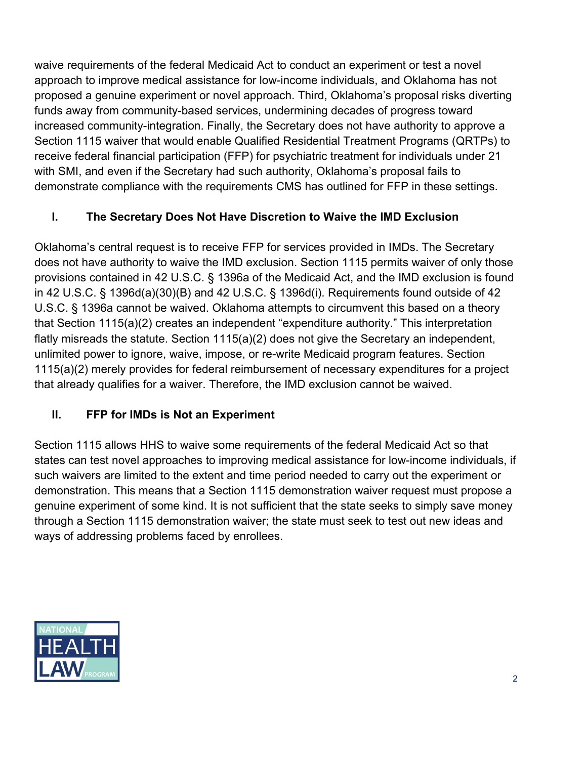waive requirements of the federal Medicaid Act to conduct an experiment or test a novel approach to improve medical assistance for low-income individuals, and Oklahoma has not proposed a genuine experiment or novel approach. Third, Oklahoma's proposal risks diverting funds away from community-based services, undermining decades of progress toward increased community-integration. Finally, the Secretary does not have authority to approve a Section 1115 waiver that would enable Qualified Residential Treatment Programs (QRTPs) to receive federal financial participation (FFP) for psychiatric treatment for individuals under 21 with SMI, and even if the Secretary had such authority, Oklahoma's proposal fails to demonstrate compliance with the requirements CMS has outlined for FFP in these settings.

## I. The Secretary Does Not Have Discretion to Waive the IMD Exclusion

Oklahoma's central request is to receive FFP for services provided in IMDs. The Secretary does not have authority to waive the IMD exclusion. Section 1115 permits waiver of only those provisions contained in 42 U.S.C. § 1396a of the Medicaid Act, and the IMD exclusion is found in 42 U.S.C. § 1396d(a)(30)(B) and 42 U.S.C. § 1396d(i). Requirements found outside of 42 U.S.C. § 1396a cannot be waived. Oklahoma attempts to circumvent this based on a theory that Section 1115(a)(2) creates an independent "expenditure authority." This interpretation flatly misreads the statute. Section 1115(a)(2) does not give the Secretary an independent, unlimited power to ignore, waive, impose, or re-write Medicaid program features. Section 1115(a)(2) merely provides for federal reimbursement of necessary expenditures for a project that already qualifies for a waiver. Therefore, the IMD exclusion cannot be waived.

## II. FFP for IMDs is Not an Experiment

Section 1115 allows HHS to waive some requirements of the federal Medicaid Act so that states can test novel approaches to improving medical assistance for low-income individuals, if such waivers are limited to the extent and time period needed to carry out the experiment or demonstration. This means that a Section 1115 demonstration waiver request must propose a genuine experiment of some kind. It is not sufficient that the state seeks to simply save money through a Section 1115 demonstration waiver; the state must seek to test out new ideas and ways of addressing problems faced by enrollees.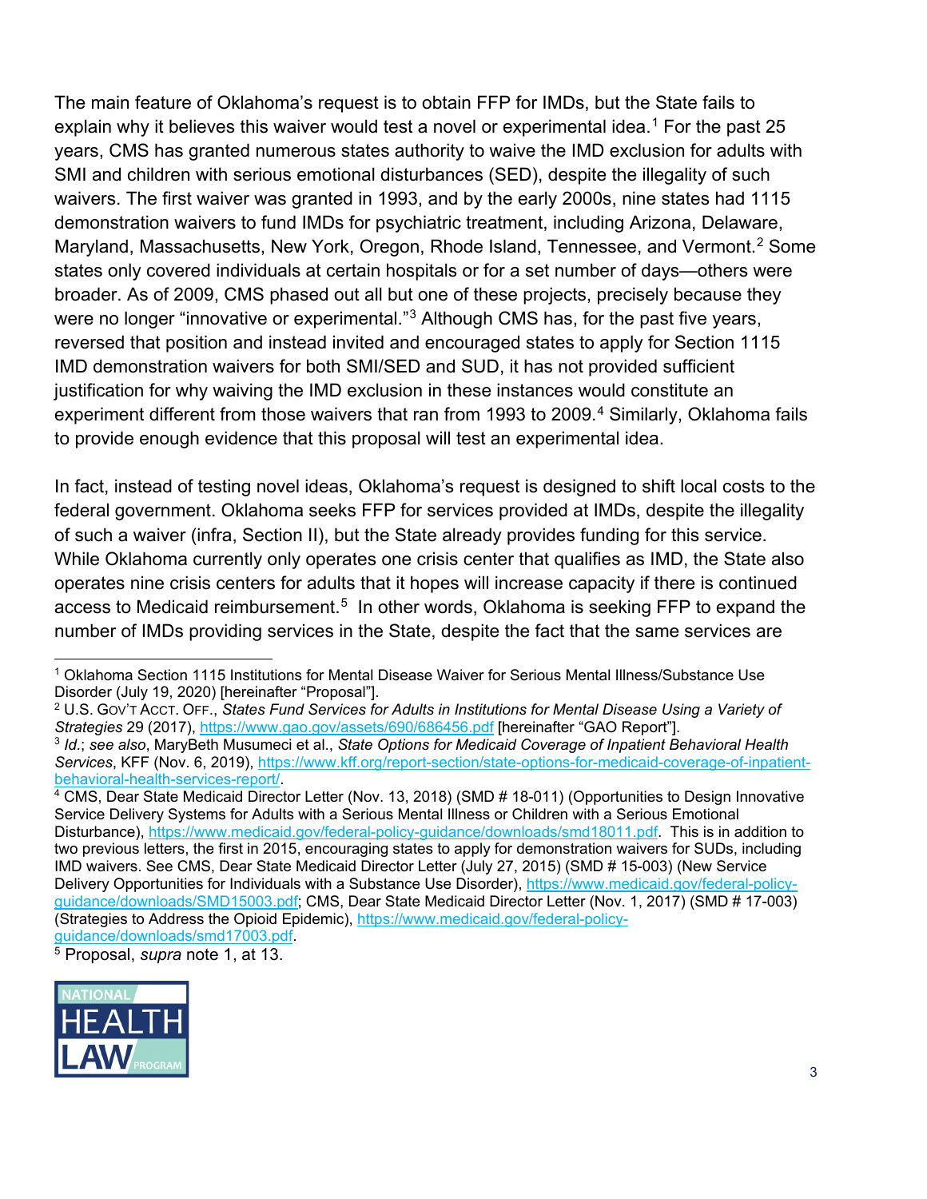The main feature of Oklahoma's request is to obtain FFP for IMDs, but the State fails to explain why it believes this waiver would test a novel or experimental idea.[1] For the past 25 years, CMS has granted numerous states authority to waive the IMD exclusion for adults with SMI and children with serious emotional disturbances (SED), despite the illegality of such waivers. The first waiver was granted in 1993, and by the early 2000s, nine states had 1115 demonstration waivers to fund IMDs for psychiatric treatment, including Arizona, Delaware, Maryland, Massachusetts, New York, Oregon, Rhode Island, Tennessee, and Vermont.[2] Some states only covered individuals at certain hospitals or for a set number of days—others were broader. As of 2009, CMS phased out all but one of these projects, precisely because they were no longer "innovative or experimental."[3] Although CMS has, for the past five years, reversed that position and instead invited and encouraged states to apply for Section 1115 IMD demonstration waivers for both SMI/SED and SUD, it has not provided sufficient justification for why waiving the IMD exclusion in these instances would constitute an experiment different from those waivers that ran from 1993 to 2009.[4] Similarly, Oklahoma fails to provide enough evidence that this proposal will test an experimental idea.

In fact, instead of testing novel ideas, Oklahoma's request is designed to shift local costs to the federal government. Oklahoma seeks FFP for services provided at IMDs, despite the illegality of such a waiver (infra, Section II), but the State already provides funding for this service. While Oklahoma currently only operates one crisis center that qualifies as IMD, the State also operates nine crisis centers for adults that it hopes will increase capacity if there is continued access to Medicaid reimbursement.[5] In other words, Oklahoma is seeking FFP to expand the number of IMDs providing services in the State, despite the fact that the same services are

---

[1] Oklahoma Section 1115 Institutions for Mental Disease Waiver for Serious Mental Illness/Substance Use Disorder (July 19, 2020) [hereinafter "Proposal"].

[2] U.S. GOV'T ACCT. OFF., *States Fund Services for Adults in Institutions for Mental Disease Using a Variety of Strategies* 29 (2017), https://www.gao.gov/assets/690/686456.pdf [hereinafter "GAO Report"].

[3] *Id.*; *see also*, MaryBeth Musumeci et al., *State Options for Medicaid Coverage of Inpatient Behavioral Health Services*, KFF (Nov. 6, 2019), https://www.kff.org/report-section/state-options-for-medicaid-coverage-of-inpatient-behavioral-health-services-report/.

[4] CMS, Dear State Medicaid Director Letter (Nov. 13, 2018) (SMD # 18-011) (Opportunities to Design Innovative Service Delivery Systems for Adults with a Serious Mental Illness or Children with a Serious Emotional Disturbance), https://www.medicaid.gov/federal-policy-guidance/downloads/smd18011.pdf. This is in addition to two previous letters, the first in 2015, encouraging states to apply for demonstration waivers for SUDs, including IMD waivers. See CMS, Dear State Medicaid Director Letter (July 27, 2015) (SMD # 15-003) (New Service Delivery Opportunities for Individuals with a Substance Use Disorder), https://www.medicaid.gov/federal-policy-guidance/downloads/SMD15003.pdf; CMS, Dear State Medicaid Director Letter (Nov. 1, 2017) (SMD # 17-003) (Strategies to Address the Opioid Epidemic), https://www.medicaid.gov/federal-policy-guidance/downloads/smd17003.pdf.

[5] Proposal, *supra* note 1, at 13.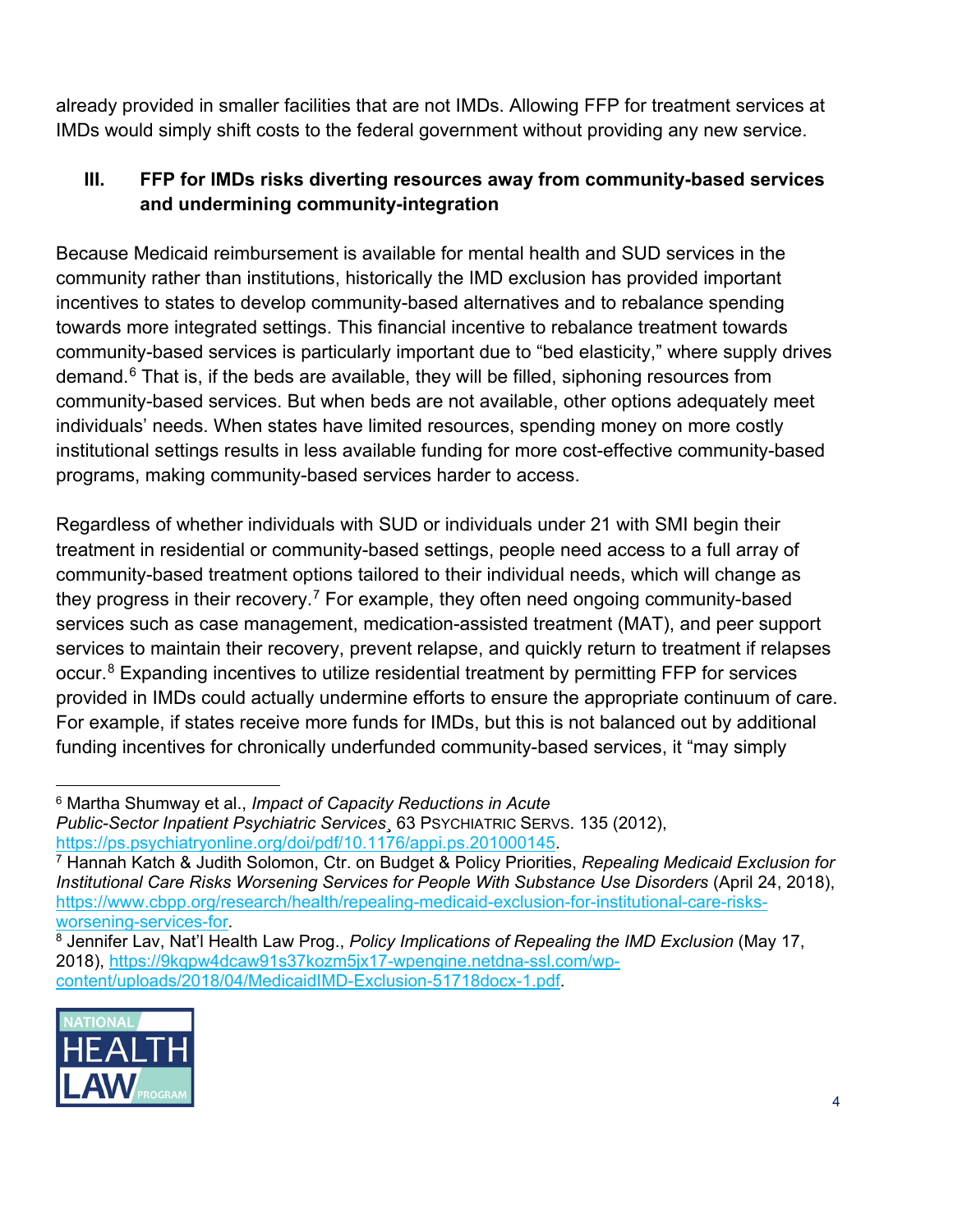already provided in smaller facilities that are not IMDs. Allowing FFP for treatment services at IMDs would simply shift costs to the federal government without providing any new service.

### III. FFP for IMDs risks diverting resources away from community-based services and undermining community-integration

Because Medicaid reimbursement is available for mental health and SUD services in the community rather than institutions, historically the IMD exclusion has provided important incentives to states to develop community-based alternatives and to rebalance spending towards more integrated settings. This financial incentive to rebalance treatment towards community-based services is particularly important due to "bed elasticity," where supply drives demand.[6] That is, if the beds are available, they will be filled, siphoning resources from community-based services. But when beds are not available, other options adequately meet individuals' needs. When states have limited resources, spending money on more costly institutional settings results in less available funding for more cost-effective community-based programs, making community-based services harder to access.

Regardless of whether individuals with SUD or individuals under 21 with SMI begin their treatment in residential or community-based settings, people need access to a full array of community-based treatment options tailored to their individual needs, which will change as they progress in their recovery.[7] For example, they often need ongoing community-based services such as case management, medication-assisted treatment (MAT), and peer support services to maintain their recovery, prevent relapse, and quickly return to treatment if relapses occur.[8] Expanding incentives to utilize residential treatment by permitting FFP for services provided in IMDs could actually undermine efforts to ensure the appropriate continuum of care. For example, if states receive more funds for IMDs, but this is not balanced out by additional funding incentives for chronically underfunded community-based services, it "may simply

---

[6] Martha Shumway et al., *Impact of Capacity Reductions in Acute Public-Sector Inpatient Psychiatric Services*¸ 63 PSYCHIATRIC SERVS. 135 (2012), https://ps.psychiatryonline.org/doi/pdf/10.1176/appi.ps.201000145.

[7] Hannah Katch & Judith Solomon, Ctr. on Budget & Policy Priorities, *Repealing Medicaid Exclusion for Institutional Care Risks Worsening Services for People With Substance Use Disorders* (April 24, 2018), https://www.cbpp.org/research/health/repealing-medicaid-exclusion-for-institutional-care-risks-worsening-services-for.

[8] Jennifer Lav, Nat'l Health Law Prog., *Policy Implications of Repealing the IMD Exclusion* (May 17, 2018), https://9kqpw4dcaw91s37kozm5jx17-wpengine.netdna-ssl.com/wp-content/uploads/2018/04/MedicaidIMD-Exclusion-51718docx-1.pdf.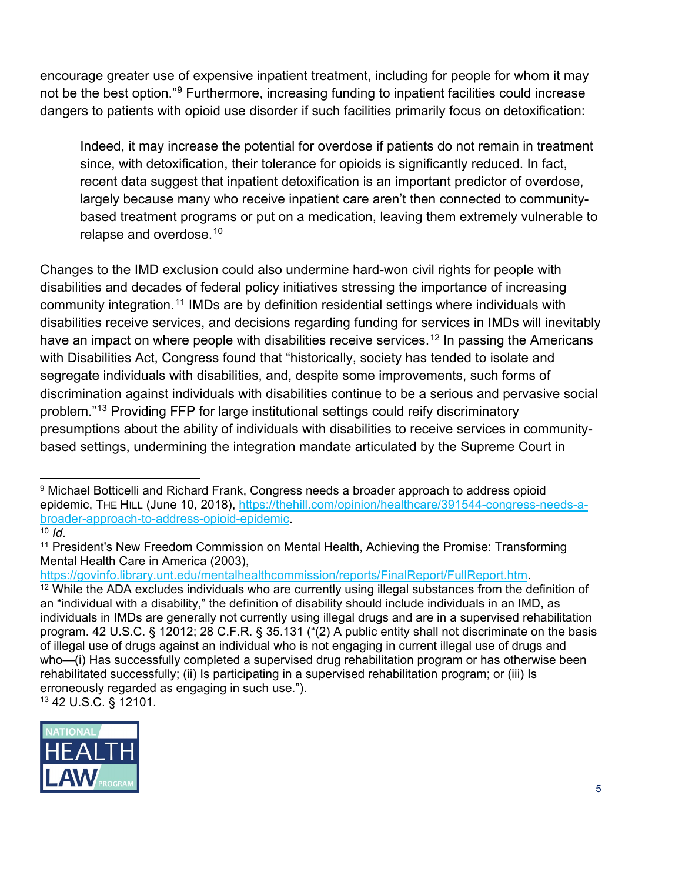encourage greater use of expensive inpatient treatment, including for people for whom it may not be the best option."[9] Furthermore, increasing funding to inpatient facilities could increase dangers to patients with opioid use disorder if such facilities primarily focus on detoxification:

> Indeed, it may increase the potential for overdose if patients do not remain in treatment since, with detoxification, their tolerance for opioids is significantly reduced. In fact, recent data suggest that inpatient detoxification is an important predictor of overdose, largely because many who receive inpatient care aren't then connected to community-based treatment programs or put on a medication, leaving them extremely vulnerable to relapse and overdose.[10]

Changes to the IMD exclusion could also undermine hard-won civil rights for people with disabilities and decades of federal policy initiatives stressing the importance of increasing community integration.[11] IMDs are by definition residential settings where individuals with disabilities receive services, and decisions regarding funding for services in IMDs will inevitably have an impact on where people with disabilities receive services.[12] In passing the Americans with Disabilities Act, Congress found that "historically, society has tended to isolate and segregate individuals with disabilities, and, despite some improvements, such forms of discrimination against individuals with disabilities continue to be a serious and pervasive social problem."[13] Providing FFP for large institutional settings could reify discriminatory presumptions about the ability of individuals with disabilities to receive services in community-based settings, undermining the integration mandate articulated by the Supreme Court in

---

[9] Michael Botticelli and Richard Frank, Congress needs a broader approach to address opioid epidemic, THE HILL (June 10, 2018), https://thehill.com/opinion/healthcare/391544-congress-needs-a-broader-approach-to-address-opioid-epidemic.

[10] *Id*.

[11] President's New Freedom Commission on Mental Health, Achieving the Promise: Transforming Mental Health Care in America (2003), https://govinfo.library.unt.edu/mentalhealthcommission/reports/FinalReport/FullReport.htm.

[12] While the ADA excludes individuals who are currently using illegal substances from the definition of an "individual with a disability," the definition of disability should include individuals in an IMD, as individuals in IMDs are generally not currently using illegal drugs and are in a supervised rehabilitation program. 42 U.S.C. § 12012; 28 C.F.R. § 35.131 ("(2) A public entity shall not discriminate on the basis of illegal use of drugs against an individual who is not engaging in current illegal use of drugs and who—(i) Has successfully completed a supervised drug rehabilitation program or has otherwise been rehabilitated successfully; (ii) Is participating in a supervised rehabilitation program; or (iii) Is erroneously regarded as engaging in such use.").

[13] 42 U.S.C. § 12101.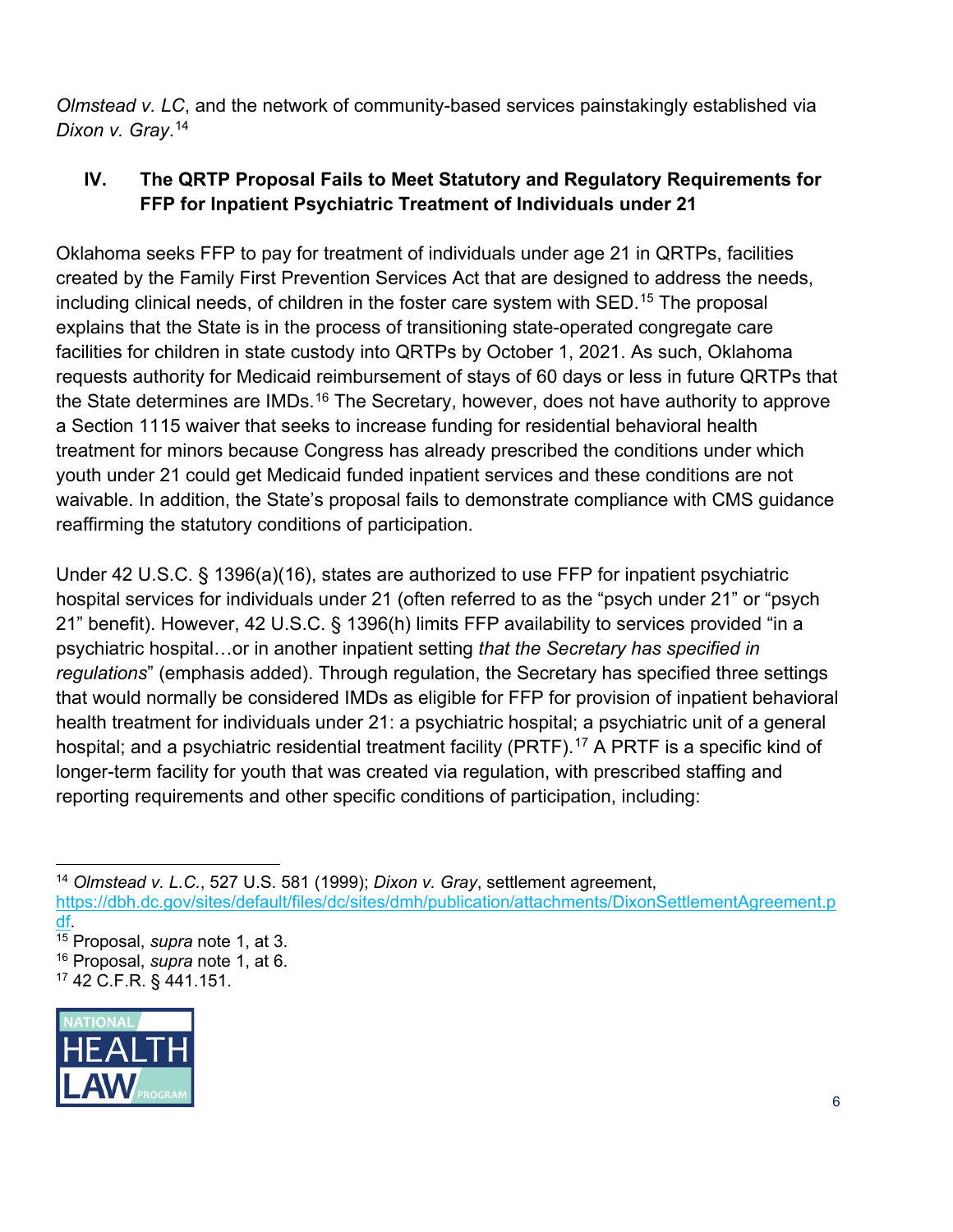*Olmstead v. LC*, and the network of community-based services painstakingly established via *Dixon v. Gray*.[14]

## IV. The QRTP Proposal Fails to Meet Statutory and Regulatory Requirements for FFP for Inpatient Psychiatric Treatment of Individuals under 21

Oklahoma seeks FFP to pay for treatment of individuals under age 21 in QRTPs, facilities created by the Family First Prevention Services Act that are designed to address the needs, including clinical needs, of children in the foster care system with SED.[15] The proposal explains that the State is in the process of transitioning state-operated congregate care facilities for children in state custody into QRTPs by October 1, 2021. As such, Oklahoma requests authority for Medicaid reimbursement of stays of 60 days or less in future QRTPs that the State determines are IMDs.[16] The Secretary, however, does not have authority to approve a Section 1115 waiver that seeks to increase funding for residential behavioral health treatment for minors because Congress has already prescribed the conditions under which youth under 21 could get Medicaid funded inpatient services and these conditions are not waivable. In addition, the State's proposal fails to demonstrate compliance with CMS guidance reaffirming the statutory conditions of participation.

Under 42 U.S.C. § 1396(a)(16), states are authorized to use FFP for inpatient psychiatric hospital services for individuals under 21 (often referred to as the "psych under 21" or "psych 21" benefit). However, 42 U.S.C. § 1396(h) limits FFP availability to services provided "in a psychiatric hospital…or in another inpatient setting *that the Secretary has specified in regulations*" (emphasis added). Through regulation, the Secretary has specified three settings that would normally be considered IMDs as eligible for FFP for provision of inpatient behavioral health treatment for individuals under 21: a psychiatric hospital; a psychiatric unit of a general hospital; and a psychiatric residential treatment facility (PRTF).[17] A PRTF is a specific kind of longer-term facility for youth that was created via regulation, with prescribed staffing and reporting requirements and other specific conditions of participation, including:

---

[14] *Olmstead v. L.C.*, 527 U.S. 581 (1999); *Dixon v. Gray*, settlement agreement, https://dbh.dc.gov/sites/default/files/dc/sites/dmh/publication/attachments/DixonSettlementAgreement.pdf.

[15] Proposal, *supra* note 1, at 3.

[16] Proposal, *supra* note 1, at 6.

[17] 42 C.F.R. § 441.151.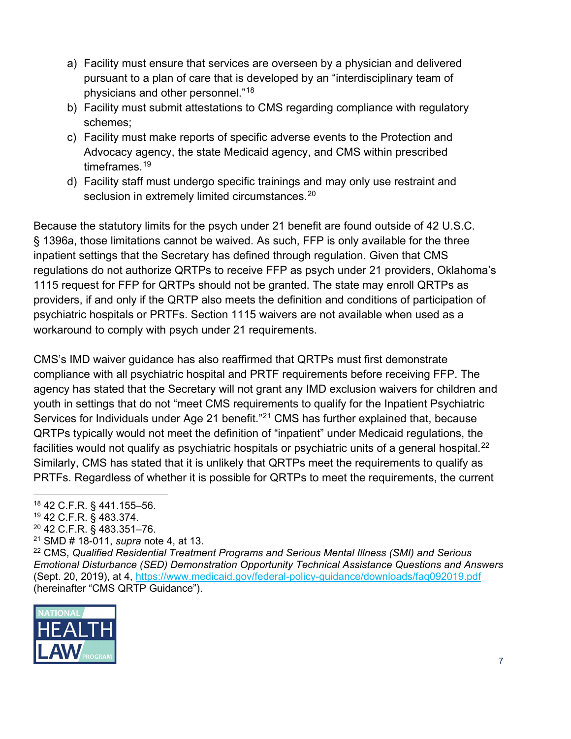a) Facility must ensure that services are overseen by a physician and delivered pursuant to a plan of care that is developed by an "interdisciplinary team of physicians and other personnel."[18]
b) Facility must submit attestations to CMS regarding compliance with regulatory schemes;
c) Facility must make reports of specific adverse events to the Protection and Advocacy agency, the state Medicaid agency, and CMS within prescribed timeframes.[19]
d) Facility staff must undergo specific trainings and may only use restraint and seclusion in extremely limited circumstances.[20]

Because the statutory limits for the psych under 21 benefit are found outside of 42 U.S.C. § 1396a, those limitations cannot be waived. As such, FFP is only available for the three inpatient settings that the Secretary has defined through regulation. Given that CMS regulations do not authorize QRTPs to receive FFP as psych under 21 providers, Oklahoma's 1115 request for FFP for QRTPs should not be granted. The state may enroll QRTPs as providers, if and only if the QRTP also meets the definition and conditions of participation of psychiatric hospitals or PRTFs. Section 1115 waivers are not available when used as a workaround to comply with psych under 21 requirements.

CMS's IMD waiver guidance has also reaffirmed that QRTPs must first demonstrate compliance with all psychiatric hospital and PRTF requirements before receiving FFP. The agency has stated that the Secretary will not grant any IMD exclusion waivers for children and youth in settings that do not "meet CMS requirements to qualify for the Inpatient Psychiatric Services for Individuals under Age 21 benefit."[21] CMS has further explained that, because QRTPs typically would not meet the definition of "inpatient" under Medicaid regulations, the facilities would not qualify as psychiatric hospitals or psychiatric units of a general hospital.[22] Similarly, CMS has stated that it is unlikely that QRTPs meet the requirements to qualify as PRTFs. Regardless of whether it is possible for QRTPs to meet the requirements, the current

---

[18] 42 C.F.R. § 441.155–56.

[19] 42 C.F.R. § 483.374.

[20] 42 C.F.R. § 483.351–76.

[21] SMD # 18-011, *supra* note 4, at 13.

[22] CMS, *Qualified Residential Treatment Programs and Serious Mental Illness (SMI) and Serious Emotional Disturbance (SED) Demonstration Opportunity Technical Assistance Questions and Answers* (Sept. 20, 2019), at 4, https://www.medicaid.gov/federal-policy-guidance/downloads/faq092019.pdf (hereinafter "CMS QRTP Guidance").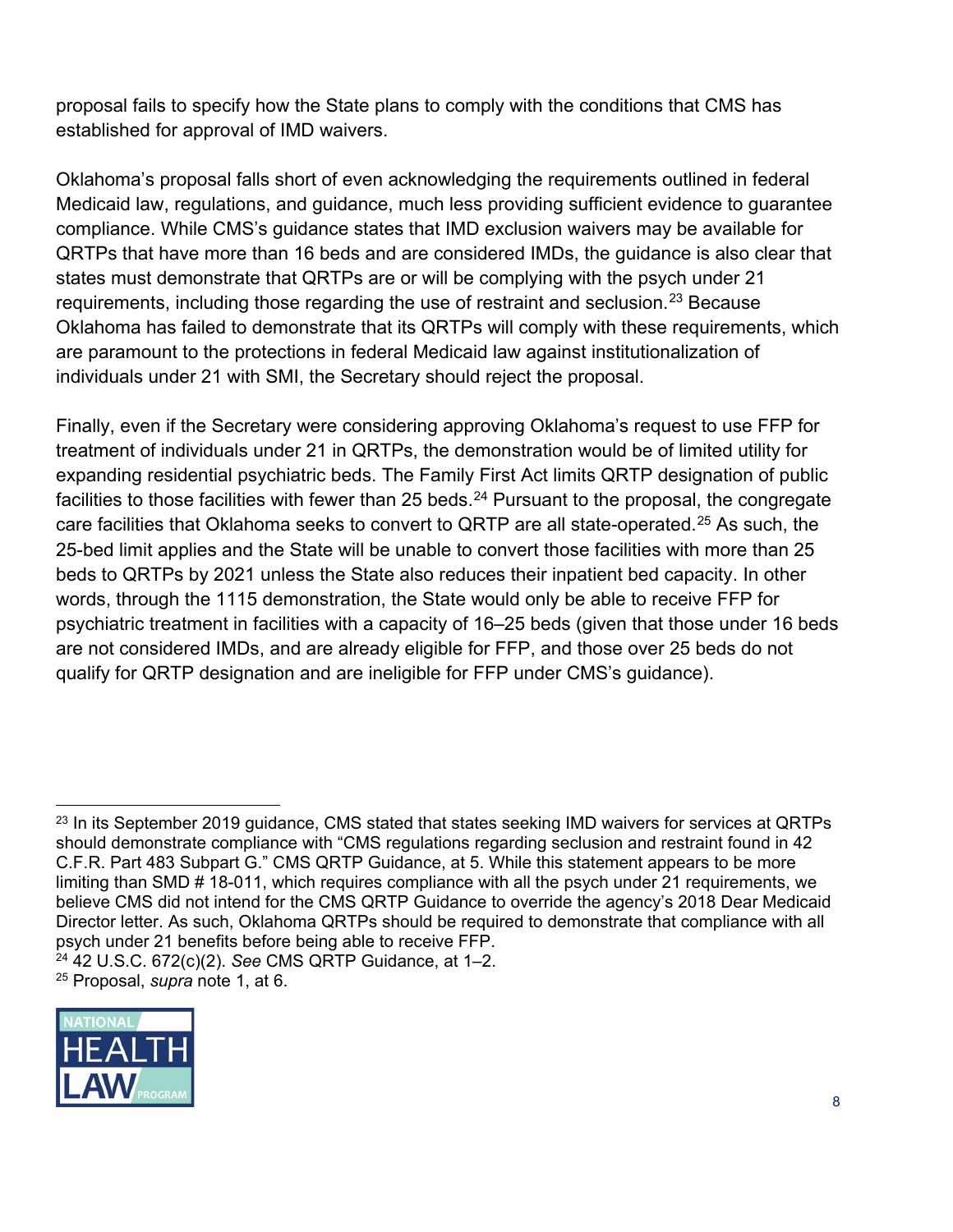proposal fails to specify how the State plans to comply with the conditions that CMS has established for approval of IMD waivers.

Oklahoma's proposal falls short of even acknowledging the requirements outlined in federal Medicaid law, regulations, and guidance, much less providing sufficient evidence to guarantee compliance. While CMS's guidance states that IMD exclusion waivers may be available for QRTPs that have more than 16 beds and are considered IMDs, the guidance is also clear that states must demonstrate that QRTPs are or will be complying with the psych under 21 requirements, including those regarding the use of restraint and seclusion.[23] Because Oklahoma has failed to demonstrate that its QRTPs will comply with these requirements, which are paramount to the protections in federal Medicaid law against institutionalization of individuals under 21 with SMI, the Secretary should reject the proposal.

Finally, even if the Secretary were considering approving Oklahoma's request to use FFP for treatment of individuals under 21 in QRTPs, the demonstration would be of limited utility for expanding residential psychiatric beds. The Family First Act limits QRTP designation of public facilities to those facilities with fewer than 25 beds.[24] Pursuant to the proposal, the congregate care facilities that Oklahoma seeks to convert to QRTP are all state-operated.[25] As such, the 25-bed limit applies and the State will be unable to convert those facilities with more than 25 beds to QRTPs by 2021 unless the State also reduces their inpatient bed capacity. In other words, through the 1115 demonstration, the State would only be able to receive FFP for psychiatric treatment in facilities with a capacity of 16–25 beds (given that those under 16 beds are not considered IMDs, and are already eligible for FFP, and those over 25 beds do not qualify for QRTP designation and are ineligible for FFP under CMS's guidance).

---

[23] In its September 2019 guidance, CMS stated that states seeking IMD waivers for services at QRTPs should demonstrate compliance with "CMS regulations regarding seclusion and restraint found in 42 C.F.R. Part 483 Subpart G." CMS QRTP Guidance, at 5. While this statement appears to be more limiting than SMD # 18-011, which requires compliance with all the psych under 21 requirements, we believe CMS did not intend for the CMS QRTP Guidance to override the agency's 2018 Dear Medicaid Director letter. As such, Oklahoma QRTPs should be required to demonstrate that compliance with all psych under 21 benefits before being able to receive FFP.

[24] 42 U.S.C. 672(c)(2). *See* CMS QRTP Guidance, at 1–2.

[25] Proposal, *supra* note 1, at 6.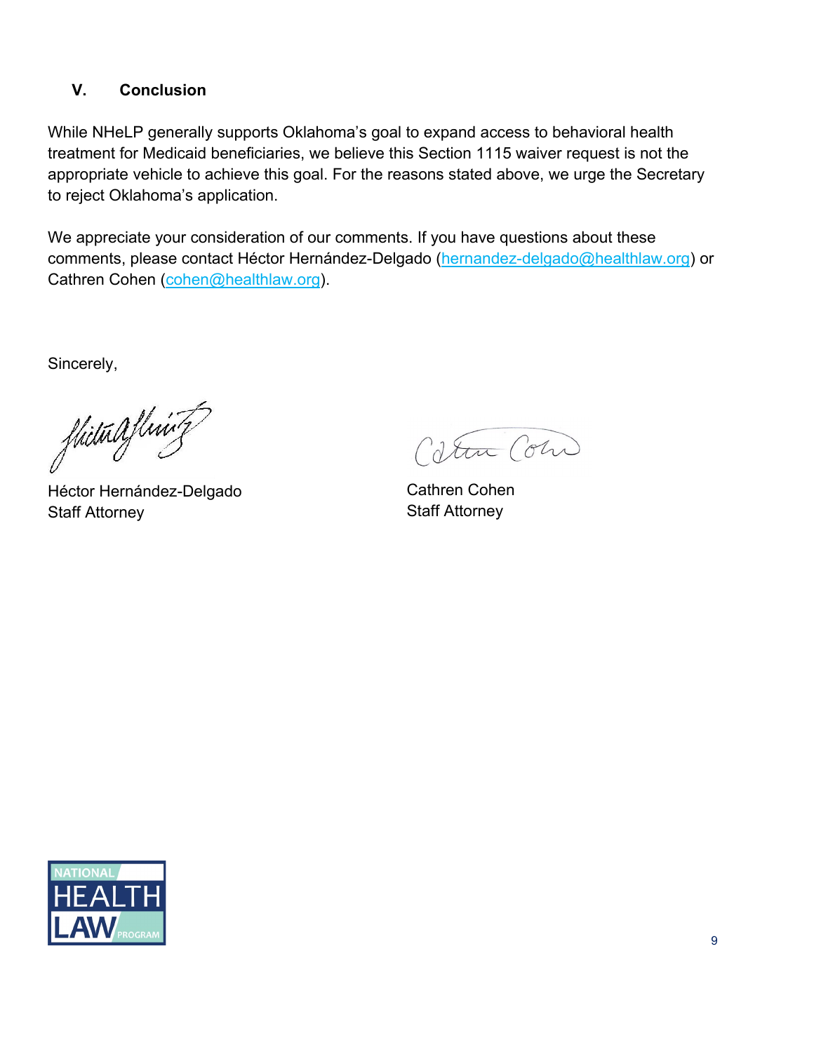## V. Conclusion

While NHeLP generally supports Oklahoma's goal to expand access to behavioral health treatment for Medicaid beneficiaries, we believe this Section 1115 waiver request is not the appropriate vehicle to achieve this goal. For the reasons stated above, we urge the Secretary to reject Oklahoma's application.

We appreciate your consideration of our comments. If you have questions about these comments, please contact Héctor Hernández-Delgado (hernandez-delgado@healthlaw.org) or Cathren Cohen (cohen@healthlaw.org).

Sincerely,

Héctor Hernández-Delgado
Staff Attorney

Cathren Cohen
Staff Attorney